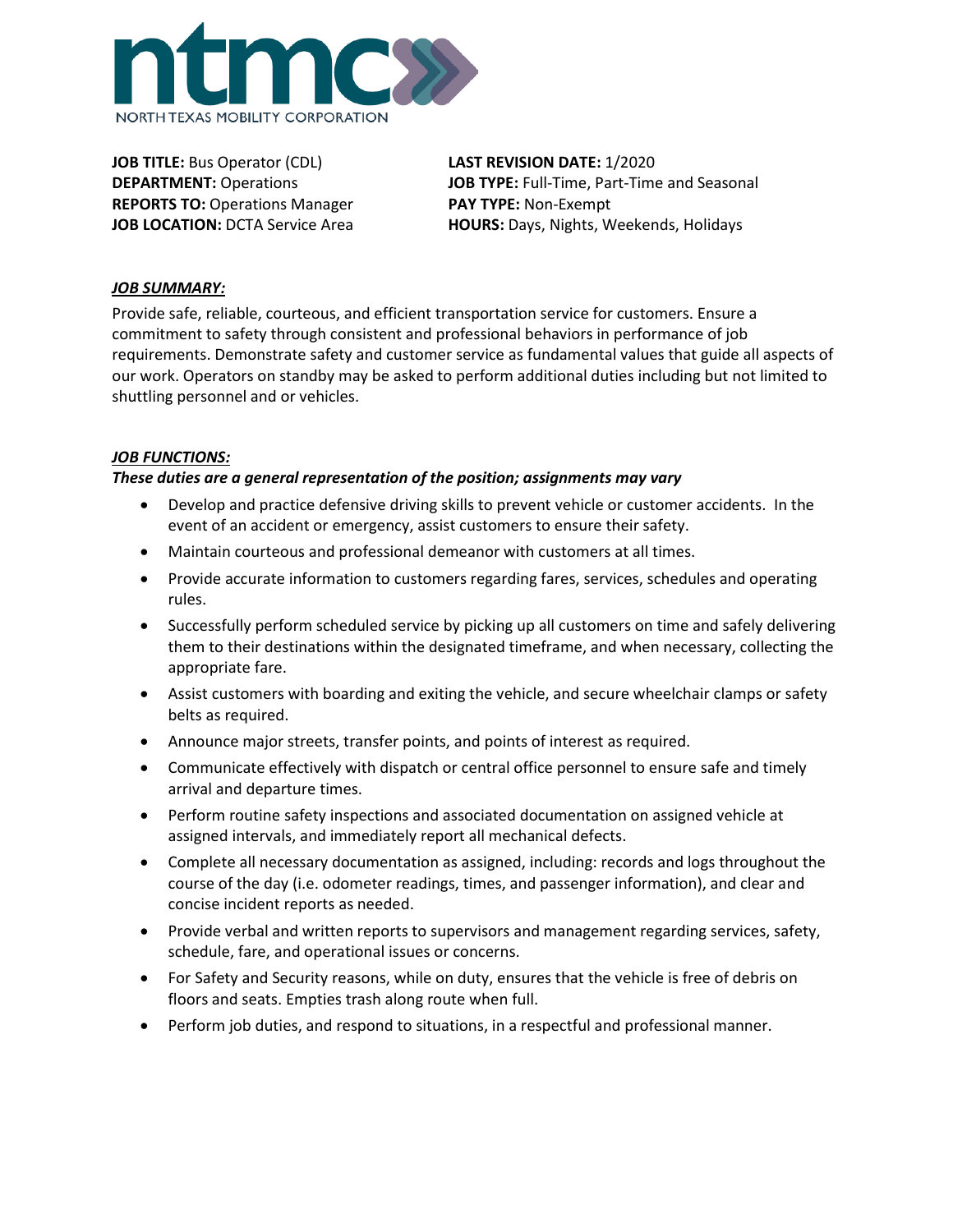ntmc

NORTH TEXAS MOBILITY CORPORATION

**JOB TITLE:** Bus Operator (CDL)
**DEPARTMENT:** Operations
**REPORTS TO:** Operations Manager
**JOB LOCATION:** DCTA Service Area

**LAST REVISION DATE:** 1/2020
**JOB TYPE:** Full-Time, Part-Time and Seasonal
**PAY TYPE:** Non-Exempt
**HOURS:** Days, Nights, Weekends, Holidays

***JOB SUMMARY:***

Provide safe, reliable, courteous, and efficient transportation service for customers. Ensure a commitment to safety through consistent and professional behaviors in performance of job requirements. Demonstrate safety and customer service as fundamental values that guide all aspects of our work. Operators on standby may be asked to perform additional duties including but not limited to shuttling personnel and or vehicles.

***JOB FUNCTIONS:***

***These duties are a general representation of the position; assignments may vary***

- Develop and practice defensive driving skills to prevent vehicle or customer accidents. In the event of an accident or emergency, assist customers to ensure their safety.
- Maintain courteous and professional demeanor with customers at all times.
- Provide accurate information to customers regarding fares, services, schedules and operating rules.
- Successfully perform scheduled service by picking up all customers on time and safely delivering them to their destinations within the designated timeframe, and when necessary, collecting the appropriate fare.
- Assist customers with boarding and exiting the vehicle, and secure wheelchair clamps or safety belts as required.
- Announce major streets, transfer points, and points of interest as required.
- Communicate effectively with dispatch or central office personnel to ensure safe and timely arrival and departure times.
- Perform routine safety inspections and associated documentation on assigned vehicle at assigned intervals, and immediately report all mechanical defects.
- Complete all necessary documentation as assigned, including: records and logs throughout the course of the day (i.e. odometer readings, times, and passenger information), and clear and concise incident reports as needed.
- Provide verbal and written reports to supervisors and management regarding services, safety, schedule, fare, and operational issues or concerns.
- For Safety and Security reasons, while on duty, ensures that the vehicle is free of debris on floors and seats. Empties trash along route when full.
- Perform job duties, and respond to situations, in a respectful and professional manner.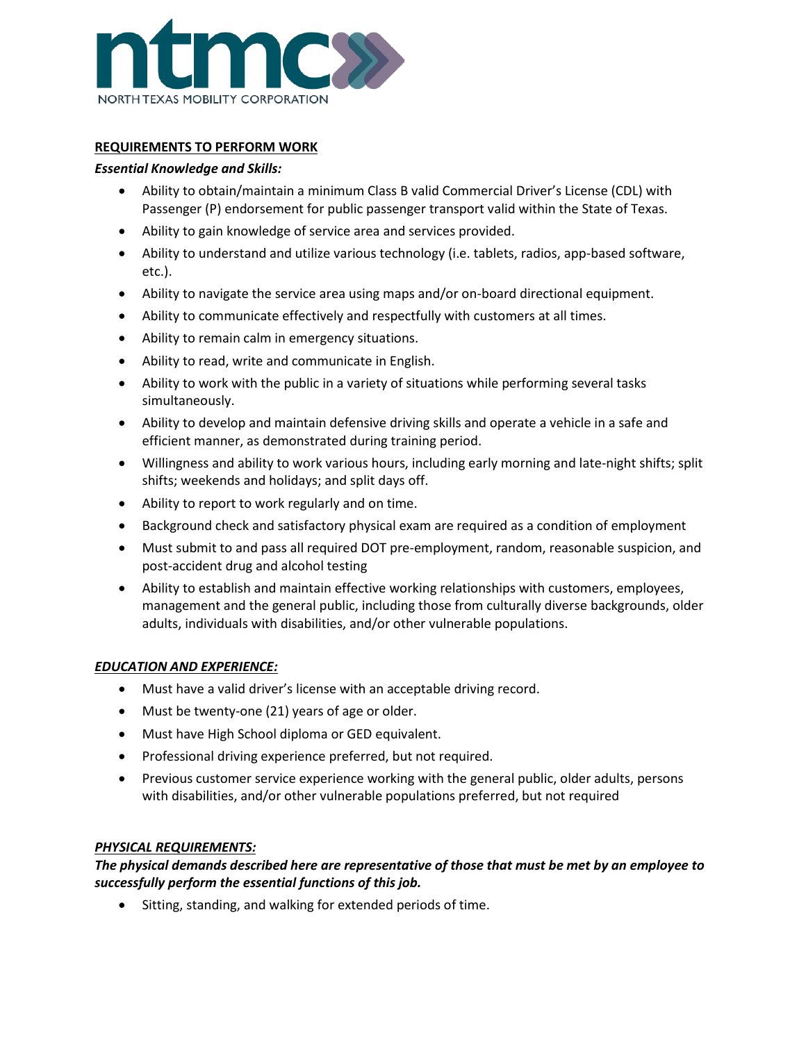## REQUIREMENTS TO PERFORM WORK

***Essential Knowledge and Skills:***

- Ability to obtain/maintain a minimum Class B valid Commercial Driver's License (CDL) with Passenger (P) endorsement for public passenger transport valid within the State of Texas.
- Ability to gain knowledge of service area and services provided.
- Ability to understand and utilize various technology (i.e. tablets, radios, app-based software, etc.).
- Ability to navigate the service area using maps and/or on-board directional equipment.
- Ability to communicate effectively and respectfully with customers at all times.
- Ability to remain calm in emergency situations.
- Ability to read, write and communicate in English.
- Ability to work with the public in a variety of situations while performing several tasks simultaneously.
- Ability to develop and maintain defensive driving skills and operate a vehicle in a safe and efficient manner, as demonstrated during training period.
- Willingness and ability to work various hours, including early morning and late-night shifts; split shifts; weekends and holidays; and split days off.
- Ability to report to work regularly and on time.
- Background check and satisfactory physical exam are required as a condition of employment
- Must submit to and pass all required DOT pre-employment, random, reasonable suspicion, and post-accident drug and alcohol testing
- Ability to establish and maintain effective working relationships with customers, employees, management and the general public, including those from culturally diverse backgrounds, older adults, individuals with disabilities, and/or other vulnerable populations.

## *EDUCATION AND EXPERIENCE:*

- Must have a valid driver's license with an acceptable driving record.
- Must be twenty-one (21) years of age or older.
- Must have High School diploma or GED equivalent.
- Professional driving experience preferred, but not required.
- Previous customer service experience working with the general public, older adults, persons with disabilities, and/or other vulnerable populations preferred, but not required

## *PHYSICAL REQUIREMENTS:*

***The physical demands described here are representative of those that must be met by an employee to successfully perform the essential functions of this job.***

- Sitting, standing, and walking for extended periods of time.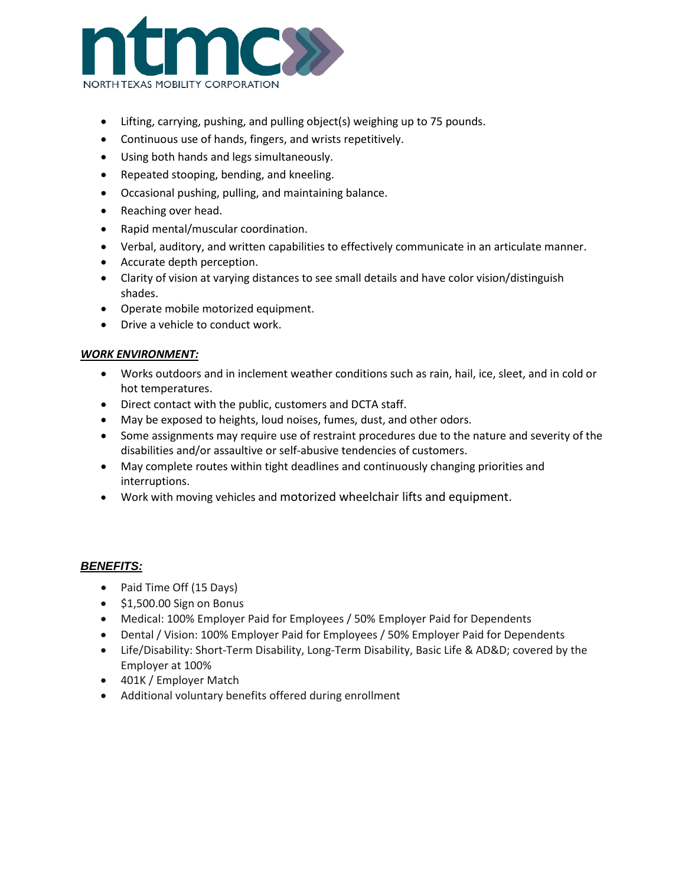- Lifting, carrying, pushing, and pulling object(s) weighing up to 75 pounds.
- Continuous use of hands, fingers, and wrists repetitively.
- Using both hands and legs simultaneously.
- Repeated stooping, bending, and kneeling.
- Occasional pushing, pulling, and maintaining balance.
- Reaching over head.
- Rapid mental/muscular coordination.
- Verbal, auditory, and written capabilities to effectively communicate in an articulate manner.
- Accurate depth perception.
- Clarity of vision at varying distances to see small details and have color vision/distinguish shades.
- Operate mobile motorized equipment.
- Drive a vehicle to conduct work.

***WORK ENVIRONMENT:***

- Works outdoors and in inclement weather conditions such as rain, hail, ice, sleet, and in cold or hot temperatures.
- Direct contact with the public, customers and DCTA staff.
- May be exposed to heights, loud noises, fumes, dust, and other odors.
- Some assignments may require use of restraint procedures due to the nature and severity of the disabilities and/or assaultive or self-abusive tendencies of customers.
- May complete routes within tight deadlines and continuously changing priorities and interruptions.
- Work with moving vehicles and motorized wheelchair lifts and equipment.

***BENEFITS:***

- Paid Time Off (15 Days)
- $1,500.00 Sign on Bonus
- Medical: 100% Employer Paid for Employees / 50% Employer Paid for Dependents
- Dental / Vision: 100% Employer Paid for Employees / 50% Employer Paid for Dependents
- Life/Disability: Short-Term Disability, Long-Term Disability, Basic Life & AD&D; covered by the Employer at 100%
- 401K / Employer Match
- Additional voluntary benefits offered during enrollment